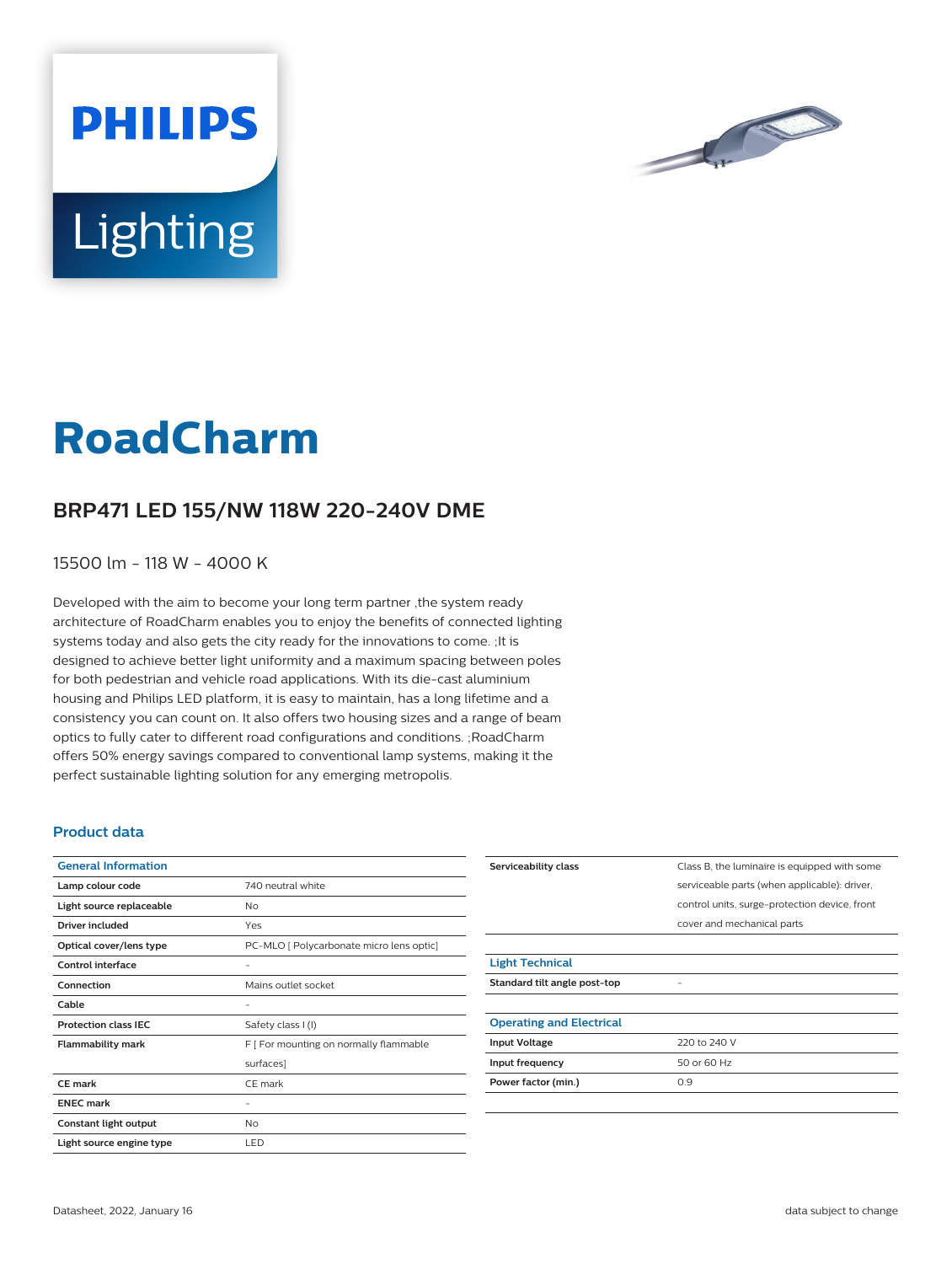# RoadCharm

## BRP471 LED 155/NW 118W 220-240V DME

15500 lm - 118 W - 4000 K

Developed with the aim to become your long term partner ,the system ready architecture of RoadCharm enables you to enjoy the benefits of connected lighting systems today and also gets the city ready for the innovations to come. ;It is designed to achieve better light uniformity and a maximum spacing between poles for both pedestrian and vehicle road applications. With its die-cast aluminium housing and Philips LED platform, it is easy to maintain, has a long lifetime and a consistency you can count on. It also offers two housing sizes and a range of beam optics to fully cater to different road configurations and conditions. ;RoadCharm offers 50% energy savings compared to conventional lamp systems, making it the perfect sustainable lighting solution for any emerging metropolis.

### Product data

| General Information | |
|---|---|
| **Lamp colour code** | 740 neutral white |
| **Light source replaceable** | No |
| **Driver included** | Yes |
| **Optical cover/lens type** | PC-MLO [ Polycarbonate micro lens optic] |
| **Control interface** | - |
| **Connection** | Mains outlet socket |
| **Cable** | - |
| **Protection class IEC** | Safety class I (I) |
| **Flammability mark** | F [ For mounting on normally flammable surfaces] |
| **CE mark** | CE mark |
| **ENEC mark** | - |
| **Constant light output** | No |
| **Light source engine type** | LED |
| **Serviceability class** | Class B, the luminaire is equipped with some serviceable parts (when applicable): driver, control units, surge-protection device, front cover and mechanical parts |

| Light Technical | |
|---|---|
| **Standard tilt angle post-top** | - |

| Operating and Electrical | |
|---|---|
| **Input Voltage** | 220 to 240 V |
| **Input frequency** | 50 or 60 Hz |
| **Power factor (min.)** | 0.9 |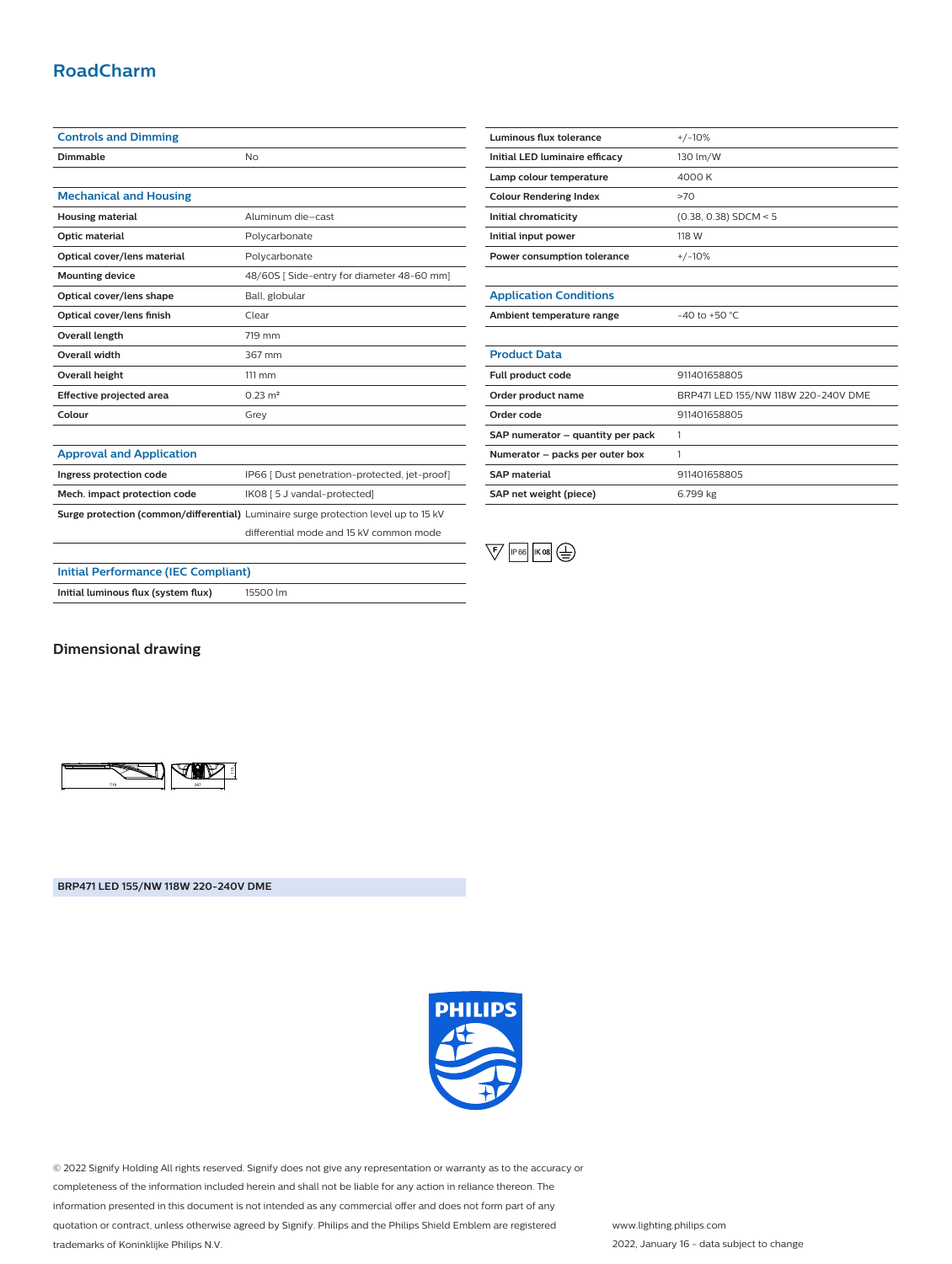# RoadCharm

| Controls and Dimming | |
|---|---|
| **Dimmable** | No |

| Mechanical and Housing | |
|---|---|
| **Housing material** | Aluminum die-cast |
| **Optic material** | Polycarbonate |
| **Optical cover/lens material** | Polycarbonate |
| **Mounting device** | 48/60S [ Side-entry for diameter 48-60 mm] |
| **Optical cover/lens shape** | Ball, globular |
| **Optical cover/lens finish** | Clear |
| **Overall length** | 719 mm |
| **Overall width** | 367 mm |
| **Overall height** | 111 mm |
| **Effective projected area** | 0.23 m² |
| **Colour** | Grey |

| Approval and Application | |
|---|---|
| **Ingress protection code** | IP66 [ Dust penetration-protected, jet-proof] |
| **Mech. impact protection code** | IK08 [ 5 J vandal-protected] |
| **Surge protection (common/differential)** | Luminaire surge protection level up to 15 kV differential mode and 15 kV common mode |

| Initial Performance (IEC Compliant) | |
|---|---|
| **Initial luminous flux (system flux)** | 15500 lm |
| **Luminous flux tolerance** | +/-10% |
| **Initial LED luminaire efficacy** | 130 lm/W |
| **Lamp colour temperature** | 4000 K |
| **Colour Rendering Index** | >70 |
| **Initial chromaticity** | (0.38, 0.38) SDCM < 5 |
| **Initial input power** | 118 W |
| **Power consumption tolerance** | +/-10% |

| Application Conditions | |
|---|---|
| **Ambient temperature range** | -40 to +50 °C |

| Product Data | |
|---|---|
| **Full product code** | 911401658805 |
| **Order product name** | BRP471 LED 155/NW 118W 220-240V DME |
| **Order code** | 911401658805 |
| **SAP numerator – quantity per pack** | 1 |
| **Numerator – packs per outer box** | 1 |
| **SAP material** | 911401658805 |
| **SAP net weight (piece)** | 6.799 kg |

F IP66 IK08

## Dimensional drawing

719

367

111

**BRP471 LED 155/NW 118W 220-240V DME**

PHILIPS

© 2022 Signify Holding All rights reserved. Signify does not give any representation or warranty as to the accuracy or completeness of the information included herein and shall not be liable for any action in reliance thereon. The information presented in this document is not intended as any commercial offer and does not form part of any quotation or contract, unless otherwise agreed by Signify. Philips and the Philips Shield Emblem are registered trademarks of Koninklijke Philips N.V.

www.lighting.philips.com

2022, January 16 - data subject to change